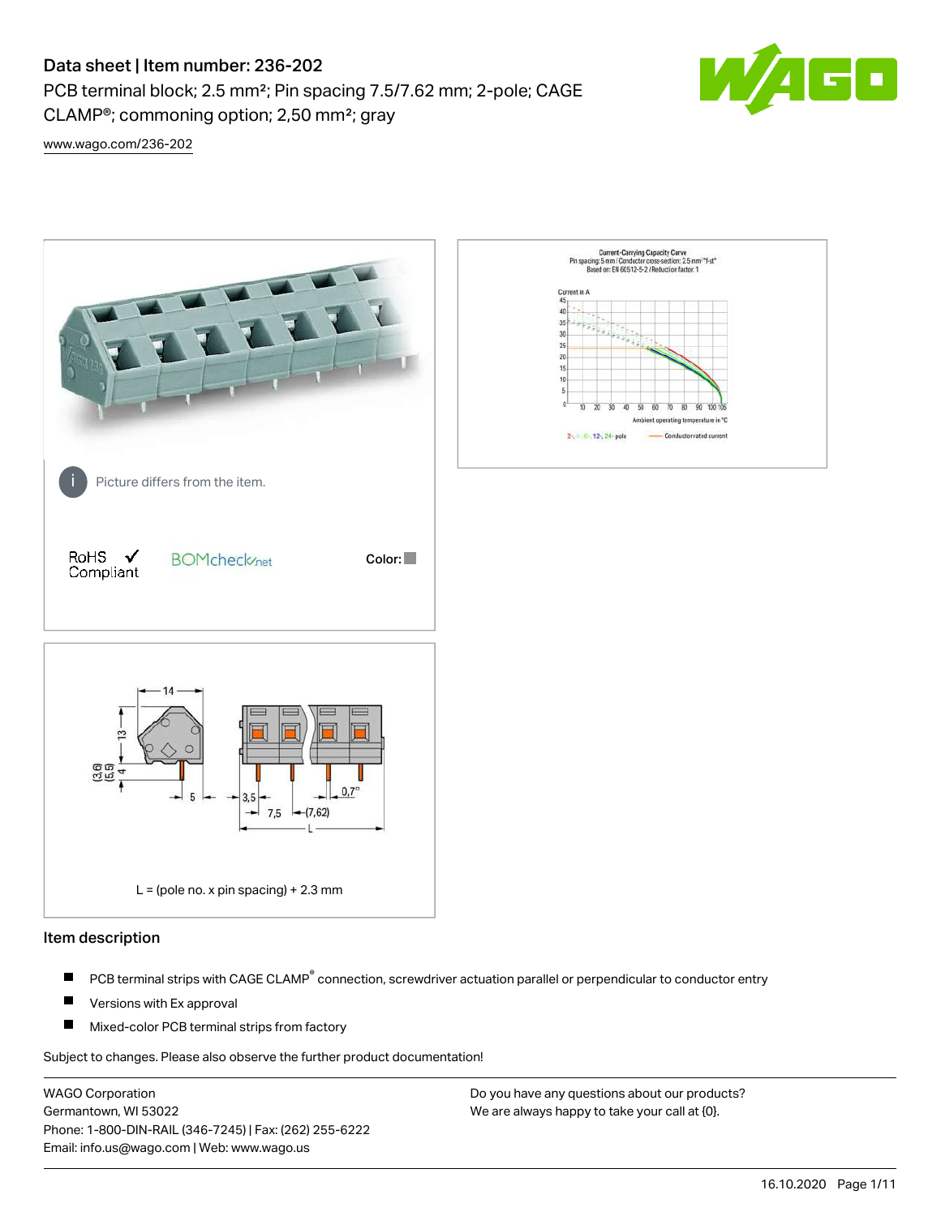# Data sheet | Item number: 236-202

PCB terminal block; 2.5 mm²; Pin spacing 7.5/7.62 mm; 2-pole; CAGE CLAMP®; commoning option; 2,50 mm²; gray

www.wago.com/236-202

Picture differs from the item.

RoHS ✓ Compliant

BOMcheck.net

Color:

L = (pole no. x pin spacing) + 2.3 mm

## Item description

- PCB terminal strips with CAGE CLAMP® connection, screwdriver actuation parallel or perpendicular to conductor entry
- Versions with Ex approval
- Mixed-color PCB terminal strips from factory

Subject to changes. Please also observe the further product documentation!

WAGO Corporation
Germantown, WI 53022
Phone: 1-800-DIN-RAIL (346-7245) | Fax: (262) 255-6222
Email: info.us@wago.com | Web: www.wago.us

Do you have any questions about our products?
We are always happy to take your call at {0}.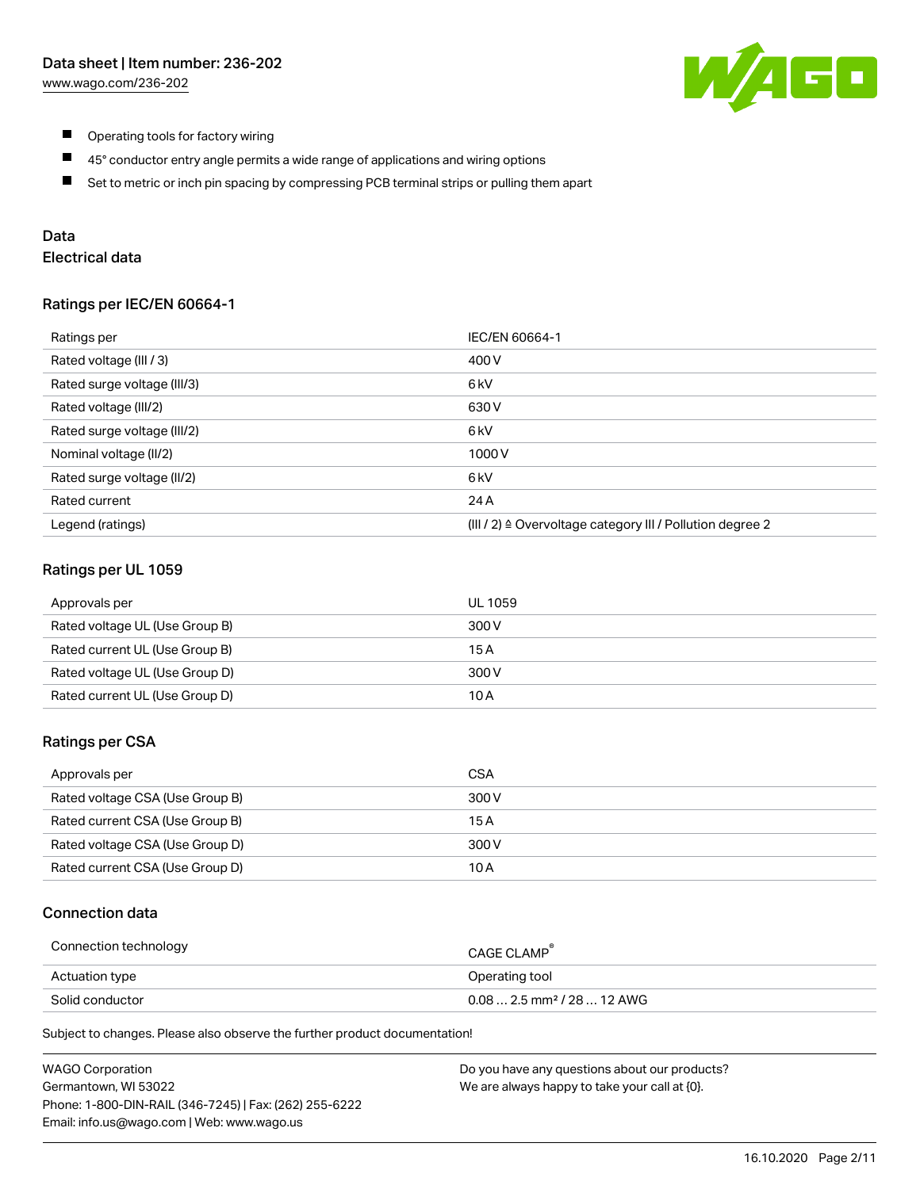- Operating tools for factory wiring
- 45° conductor entry angle permits a wide range of applications and wiring options
- Set to metric or inch pin spacing by compressing PCB terminal strips or pulling them apart

## Data

### Electrical data

#### Ratings per IEC/EN 60664-1

| Ratings per | IEC/EN 60664-1 |
|---|---|
| Rated voltage (III / 3) | 400 V |
| Rated surge voltage (III/3) | 6 kV |
| Rated voltage (III/2) | 630 V |
| Rated surge voltage (III/2) | 6 kV |
| Nominal voltage (II/2) | 1000 V |
| Rated surge voltage (II/2) | 6 kV |
| Rated current | 24 A |
| Legend (ratings) | (III / 2) ≙ Overvoltage category III / Pollution degree 2 |

#### Ratings per UL 1059

| Approvals per | UL 1059 |
|---|---|
| Rated voltage UL (Use Group B) | 300 V |
| Rated current UL (Use Group B) | 15 A |
| Rated voltage UL (Use Group D) | 300 V |
| Rated current UL (Use Group D) | 10 A |

#### Ratings per CSA

| Approvals per | CSA |
|---|---|
| Rated voltage CSA (Use Group B) | 300 V |
| Rated current CSA (Use Group B) | 15 A |
| Rated voltage CSA (Use Group D) | 300 V |
| Rated current CSA (Use Group D) | 10 A |

#### Connection data

| Connection technology | CAGE CLAMP® |
|---|---|
| Actuation type | Operating tool |
| Solid conductor | 0.08 … 2.5 mm² / 28 … 12 AWG |

Subject to changes. Please also observe the further product documentation!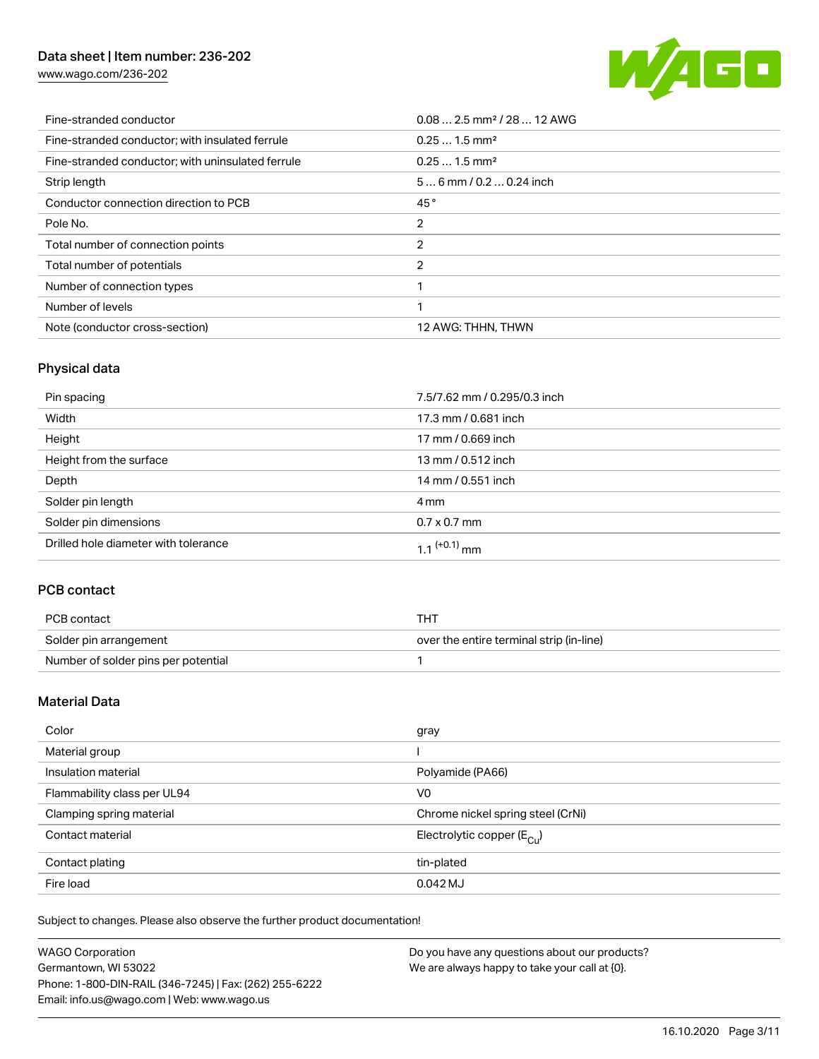| | |
|---|---|
| Fine-stranded conductor | 0.08 … 2.5 mm² / 28 … 12 AWG |
| Fine-stranded conductor; with insulated ferrule | 0.25 … 1.5 mm² |
| Fine-stranded conductor; with uninsulated ferrule | 0.25 … 1.5 mm² |
| Strip length | 5 … 6 mm / 0.2 … 0.24 inch |
| Conductor connection direction to PCB | 45 ° |
| Pole No. | 2 |
| Total number of connection points | 2 |
| Total number of potentials | 2 |
| Number of connection types | 1 |
| Number of levels | 1 |
| Note (conductor cross-section) | 12 AWG: THHN, THWN |

## Physical data

| | |
|---|---|
| Pin spacing | 7.5/7.62 mm / 0.295/0.3 inch |
| Width | 17.3 mm / 0.681 inch |
| Height | 17 mm / 0.669 inch |
| Height from the surface | 13 mm / 0.512 inch |
| Depth | 14 mm / 0.551 inch |
| Solder pin length | 4 mm |
| Solder pin dimensions | 0.7 x 0.7 mm |
| Drilled hole diameter with tolerance | $1.1^{(+0.1)}$ mm |

## PCB contact

| | |
|---|---|
| PCB contact | THT |
| Solder pin arrangement | over the entire terminal strip (in-line) |
| Number of solder pins per potential | 1 |

## Material Data

| | |
|---|---|
| Color | gray |
| Material group | I |
| Insulation material | Polyamide (PA66) |
| Flammability class per UL94 | V0 |
| Clamping spring material | Chrome nickel spring steel (CrNi) |
| Contact material | Electrolytic copper ($E_{Cu}$) |
| Contact plating | tin-plated |
| Fire load | 0.042 MJ |

Subject to changes. Please also observe the further product documentation!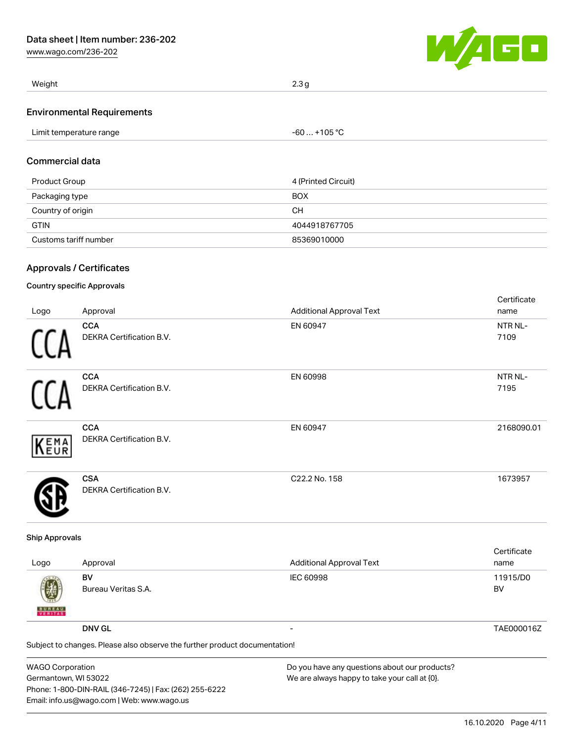| Weight | 2.3 g |
| --- | --- |

## Environmental Requirements

| Limit temperature range | -60 … +105 °C |
| --- | --- |

## Commercial data

| Product Group | 4 (Printed Circuit) |
| --- | --- |
| Packaging type | BOX |
| Country of origin | CH |
| GTIN | 4044918767705 |
| Customs tariff number | 85369010000 |

## Approvals / Certificates

### Country specific Approvals

| Logo | Approval | Additional Approval Text | Certificate name |
| --- | --- | --- | --- |
| CCA | **CCA** DEKRA Certification B.V. | EN 60947 | NTR NL-7109 |
| CCA | **CCA** DEKRA Certification B.V. | EN 60998 | NTR NL-7195 |
| KEMA EUR | **CCA** DEKRA Certification B.V. | EN 60947 | 2168090.01 |
| | **CSA** DEKRA Certification B.V. | C22.2 No. 158 | 1673957 |

### Ship Approvals

| Logo | Approval | Additional Approval Text | Certificate name |
| --- | --- | --- | --- |
| | **BV** Bureau Veritas S.A. | IEC 60998 | 11915/D0 BV |
| | **DNV GL** | - | TAE000016Z |

Subject to changes. Please also observe the further product documentation!

WAGO Corporation
Germantown, WI 53022
Phone: 1-800-DIN-RAIL (346-7245) | Fax: (262) 255-6222
Email: info.us@wago.com | Web: www.wago.us

Do you have any questions about our products?
We are always happy to take your call at {0}.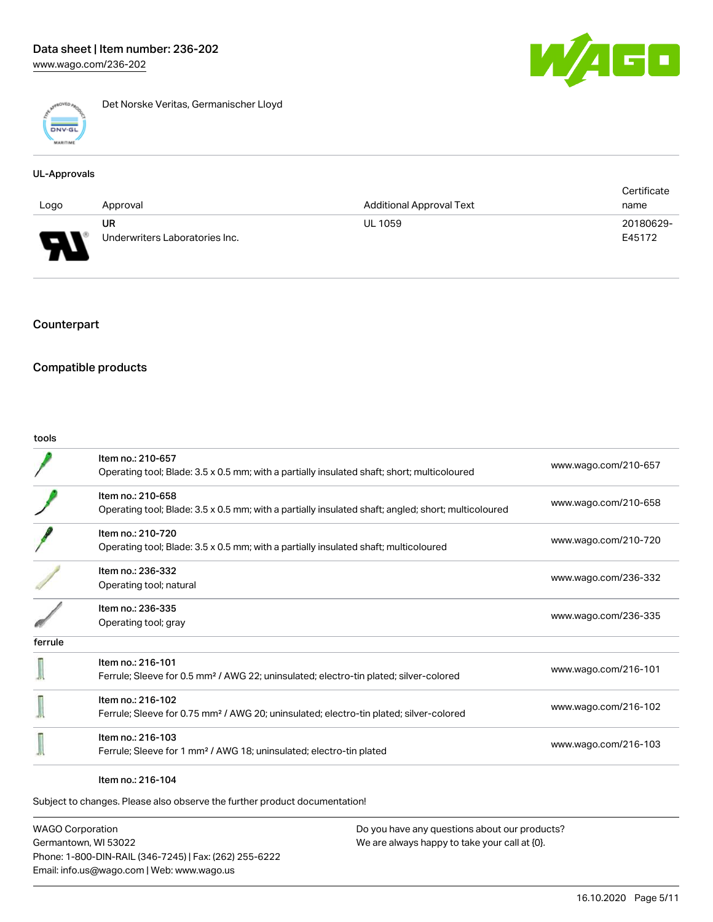Det Norske Veritas, Germanischer Lloyd

## UL-Approvals

| Logo | Approval | Additional Approval Text | Certificate name |
|---|---|---|---|
| | UR<br>Underwriters Laboratories Inc. | UL 1059 | 20180629-E45172 |

## Counterpart

## Compatible products

tools

| | | |
|---|---|---|
| | Item no.: 210-657<br>Operating tool; Blade: 3.5 x 0.5 mm; with a partially insulated shaft; short; multicoloured | www.wago.com/210-657 |
| | Item no.: 210-658<br>Operating tool; Blade: 3.5 x 0.5 mm; with a partially insulated shaft; angled; short; multicoloured | www.wago.com/210-658 |
| | Item no.: 210-720<br>Operating tool; Blade: 3.5 x 0.5 mm; with a partially insulated shaft; multicoloured | www.wago.com/210-720 |
| | Item no.: 236-332<br>Operating tool; natural | www.wago.com/236-332 |
| | Item no.: 236-335<br>Operating tool; gray | www.wago.com/236-335 |

ferrule

| | | |
|---|---|---|
| | Item no.: 216-101<br>Ferrule; Sleeve for 0.5 mm² / AWG 22; uninsulated; electro-tin plated; silver-colored | www.wago.com/216-101 |
| | Item no.: 216-102<br>Ferrule; Sleeve for 0.75 mm² / AWG 20; uninsulated; electro-tin plated; silver-colored | www.wago.com/216-102 |
| | Item no.: 216-103<br>Ferrule; Sleeve for 1 mm² / AWG 18; uninsulated; electro-tin plated | www.wago.com/216-103 |
| | Item no.: 216-104 | |

Subject to changes. Please also observe the further product documentation!

WAGO Corporation
Germantown, WI 53022
Phone: 1-800-DIN-RAIL (346-7245) | Fax: (262) 255-6222
Email: info.us@wago.com | Web: www.wago.us

Do you have any questions about our products?
We are always happy to take your call at {0}.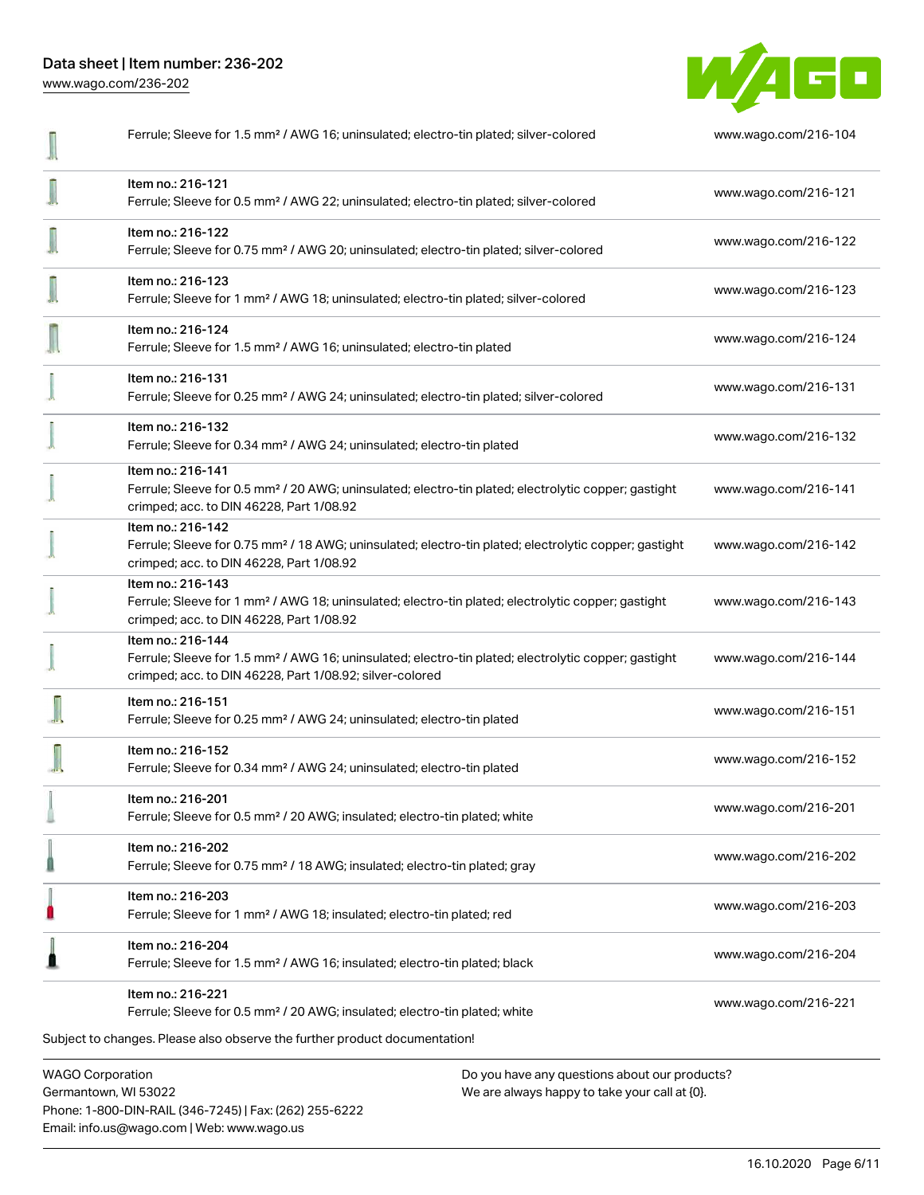| | | |
|---|---|---|
| | Ferrule; Sleeve for 1.5 mm² / AWG 16; uninsulated; electro-tin plated; silver-colored | www.wago.com/216-104 |
| | Item no.: 216-121<br>Ferrule; Sleeve for 0.5 mm² / AWG 22; uninsulated; electro-tin plated; silver-colored | www.wago.com/216-121 |
| | Item no.: 216-122<br>Ferrule; Sleeve for 0.75 mm² / AWG 20; uninsulated; electro-tin plated; silver-colored | www.wago.com/216-122 |
| | Item no.: 216-123<br>Ferrule; Sleeve for 1 mm² / AWG 18; uninsulated; electro-tin plated; silver-colored | www.wago.com/216-123 |
| | Item no.: 216-124<br>Ferrule; Sleeve for 1.5 mm² / AWG 16; uninsulated; electro-tin plated | www.wago.com/216-124 |
| | Item no.: 216-131<br>Ferrule; Sleeve for 0.25 mm² / AWG 24; uninsulated; electro-tin plated; silver-colored | www.wago.com/216-131 |
| | Item no.: 216-132<br>Ferrule; Sleeve for 0.34 mm² / AWG 24; uninsulated; electro-tin plated | www.wago.com/216-132 |
| | Item no.: 216-141<br>Ferrule; Sleeve for 0.5 mm² / 20 AWG; uninsulated; electro-tin plated; electrolytic copper; gastight crimped; acc. to DIN 46228, Part 1/08.92 | www.wago.com/216-141 |
| | Item no.: 216-142<br>Ferrule; Sleeve for 0.75 mm² / 18 AWG; uninsulated; electro-tin plated; electrolytic copper; gastight crimped; acc. to DIN 46228, Part 1/08.92 | www.wago.com/216-142 |
| | Item no.: 216-143<br>Ferrule; Sleeve for 1 mm² / AWG 18; uninsulated; electro-tin plated; electrolytic copper; gastight crimped; acc. to DIN 46228, Part 1/08.92 | www.wago.com/216-143 |
| | Item no.: 216-144<br>Ferrule; Sleeve for 1.5 mm² / AWG 16; uninsulated; electro-tin plated; electrolytic copper; gastight crimped; acc. to DIN 46228, Part 1/08.92; silver-colored | www.wago.com/216-144 |
| | Item no.: 216-151<br>Ferrule; Sleeve for 0.25 mm² / AWG 24; uninsulated; electro-tin plated | www.wago.com/216-151 |
| | Item no.: 216-152<br>Ferrule; Sleeve for 0.34 mm² / AWG 24; uninsulated; electro-tin plated | www.wago.com/216-152 |
| | Item no.: 216-201<br>Ferrule; Sleeve for 0.5 mm² / 20 AWG; insulated; electro-tin plated; white | www.wago.com/216-201 |
| | Item no.: 216-202<br>Ferrule; Sleeve for 0.75 mm² / 18 AWG; insulated; electro-tin plated; gray | www.wago.com/216-202 |
| | Item no.: 216-203<br>Ferrule; Sleeve for 1 mm² / AWG 18; insulated; electro-tin plated; red | www.wago.com/216-203 |
| | Item no.: 216-204<br>Ferrule; Sleeve for 1.5 mm² / AWG 16; insulated; electro-tin plated; black | www.wago.com/216-204 |
| | Item no.: 216-221<br>Ferrule; Sleeve for 0.5 mm² / 20 AWG; insulated; electro-tin plated; white | www.wago.com/216-221 |

Subject to changes. Please also observe the further product documentation!

WAGO Corporation
Germantown, WI 53022
Phone: 1-800-DIN-RAIL (346-7245) | Fax: (262) 255-6222
Email: info.us@wago.com | Web: www.wago.us

Do you have any questions about our products?
We are always happy to take your call at {0}.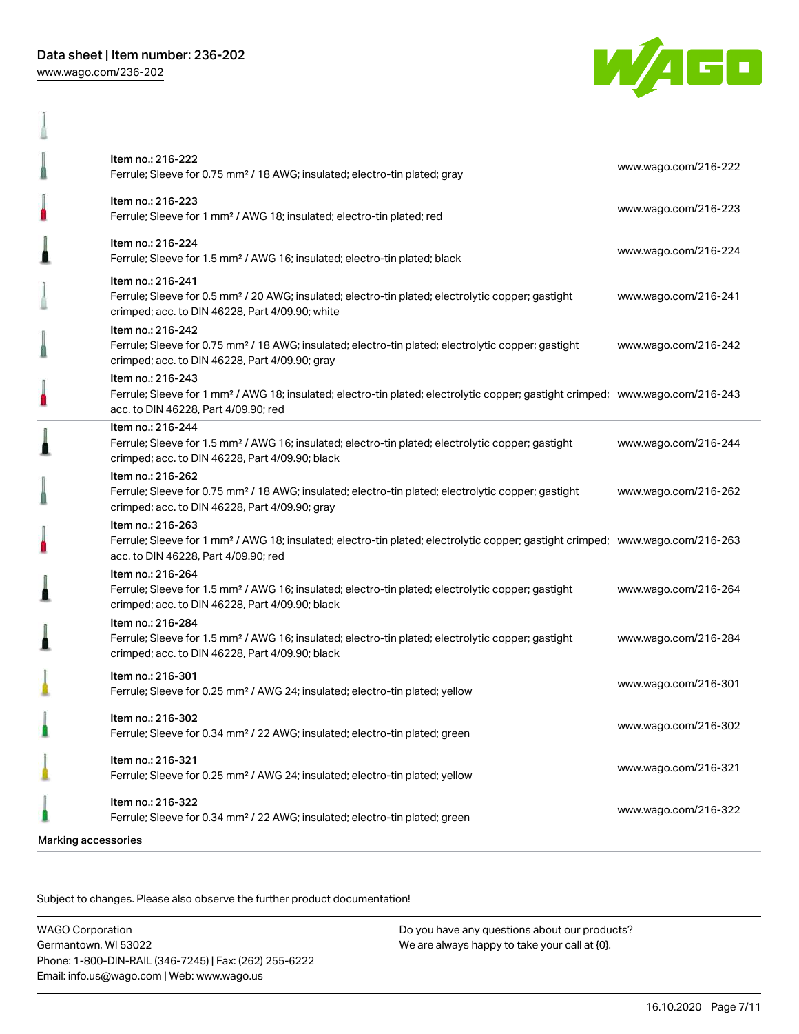| Item | Link |
| --- | --- |
| Item no.: 216-222<br>Ferrule; Sleeve for 0.75 mm² / 18 AWG; insulated; electro-tin plated; gray | www.wago.com/216-222 |
| Item no.: 216-223<br>Ferrule; Sleeve for 1 mm² / AWG 18; insulated; electro-tin plated; red | www.wago.com/216-223 |
| Item no.: 216-224<br>Ferrule; Sleeve for 1.5 mm² / AWG 16; insulated; electro-tin plated; black | www.wago.com/216-224 |
| Item no.: 216-241<br>Ferrule; Sleeve for 0.5 mm² / 20 AWG; insulated; electro-tin plated; electrolytic copper; gastight crimped; acc. to DIN 46228, Part 4/09.90; white | www.wago.com/216-241 |
| Item no.: 216-242<br>Ferrule; Sleeve for 0.75 mm² / 18 AWG; insulated; electro-tin plated; electrolytic copper; gastight crimped; acc. to DIN 46228, Part 4/09.90; gray | www.wago.com/216-242 |
| Item no.: 216-243<br>Ferrule; Sleeve for 1 mm² / AWG 18; insulated; electro-tin plated; electrolytic copper; gastight crimped; acc. to DIN 46228, Part 4/09.90; red | www.wago.com/216-243 |
| Item no.: 216-244<br>Ferrule; Sleeve for 1.5 mm² / AWG 16; insulated; electro-tin plated; electrolytic copper; gastight crimped; acc. to DIN 46228, Part 4/09.90; black | www.wago.com/216-244 |
| Item no.: 216-262<br>Ferrule; Sleeve for 0.75 mm² / 18 AWG; insulated; electro-tin plated; electrolytic copper; gastight crimped; acc. to DIN 46228, Part 4/09.90; gray | www.wago.com/216-262 |
| Item no.: 216-263<br>Ferrule; Sleeve for 1 mm² / AWG 18; insulated; electro-tin plated; electrolytic copper; gastight crimped; acc. to DIN 46228, Part 4/09.90; red | www.wago.com/216-263 |
| Item no.: 216-264<br>Ferrule; Sleeve for 1.5 mm² / AWG 16; insulated; electro-tin plated; electrolytic copper; gastight crimped; acc. to DIN 46228, Part 4/09.90; black | www.wago.com/216-264 |
| Item no.: 216-284<br>Ferrule; Sleeve for 1.5 mm² / AWG 16; insulated; electro-tin plated; electrolytic copper; gastight crimped; acc. to DIN 46228, Part 4/09.90; black | www.wago.com/216-284 |
| Item no.: 216-301<br>Ferrule; Sleeve for 0.25 mm² / AWG 24; insulated; electro-tin plated; yellow | www.wago.com/216-301 |
| Item no.: 216-302<br>Ferrule; Sleeve for 0.34 mm² / 22 AWG; insulated; electro-tin plated; green | www.wago.com/216-302 |
| Item no.: 216-321<br>Ferrule; Sleeve for 0.25 mm² / AWG 24; insulated; electro-tin plated; yellow | www.wago.com/216-321 |
| Item no.: 216-322<br>Ferrule; Sleeve for 0.34 mm² / 22 AWG; insulated; electro-tin plated; green | www.wago.com/216-322 |

Marking accessories

Subject to changes. Please also observe the further product documentation!

WAGO Corporation
Germantown, WI 53022
Phone: 1-800-DIN-RAIL (346-7245) | Fax: (262) 255-6222
Email: info.us@wago.com | Web: www.wago.us

Do you have any questions about our products?
We are always happy to take your call at {0}.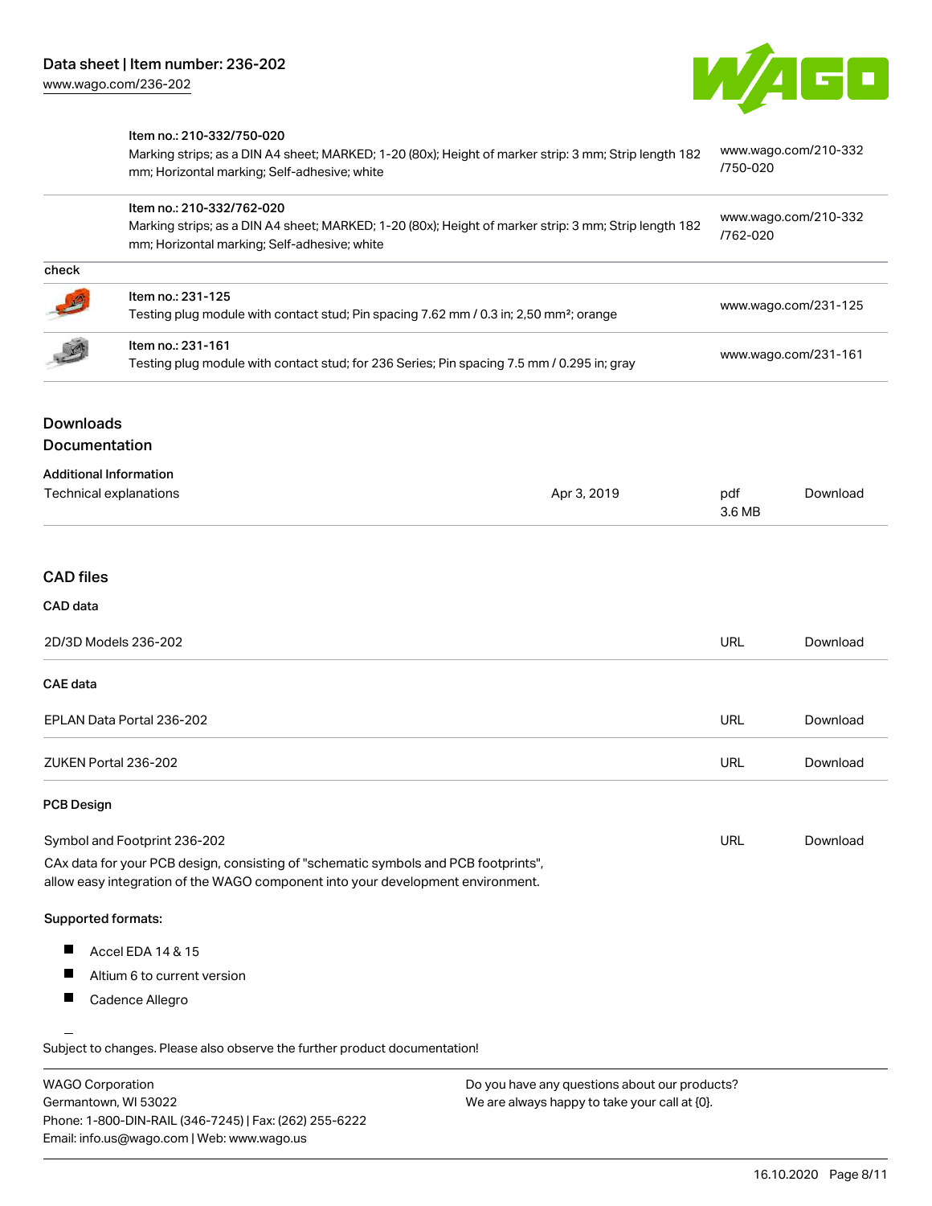| | Item no.: 210-332/750-020<br>Marking strips; as a DIN A4 sheet; MARKED; 1-20 (80x); Height of marker strip: 3 mm; Strip length 182 mm; Horizontal marking; Self-adhesive; white | www.wago.com/210-332/750-020 |
|---|---|---|
| | Item no.: 210-332/762-020<br>Marking strips; as a DIN A4 sheet; MARKED; 1-20 (80x); Height of marker strip: 3 mm; Strip length 182 mm; Horizontal marking; Self-adhesive; white | www.wago.com/210-332/762-020 |
| **check** | | |
| | Item no.: 231-125<br>Testing plug module with contact stud; Pin spacing 7.62 mm / 0.3 in; 2,50 mm²; orange | www.wago.com/231-125 |
| | Item no.: 231-161<br>Testing plug module with contact stud; for 236 Series; Pin spacing 7.5 mm / 0.295 in; gray | www.wago.com/231-161 |

## Downloads

### Documentation

#### Additional Information

| Technical explanations | Apr 3, 2019 | pdf 3.6 MB | Download |
|---|---|---|---|

### CAD files

#### CAD data

| 2D/3D Models 236-202 | URL | Download |
|---|---|---|

#### CAE data

| EPLAN Data Portal 236-202 | URL | Download |
|---|---|---|
| ZUKEN Portal 236-202 | URL | Download |

#### PCB Design

| Symbol and Footprint 236-202 | URL | Download |
|---|---|---|

CAx data for your PCB design, consisting of "schematic symbols and PCB footprints", allow easy integration of the WAGO component into your development environment.

**Supported formats:**

- Accel EDA 14 & 15
- Altium 6 to current version
- Cadence Allegro

Subject to changes. Please also observe the further product documentation!

WAGO Corporation
Germantown, WI 53022
Phone: 1-800-DIN-RAIL (346-7245) | Fax: (262) 255-6222
Email: info.us@wago.com | Web: www.wago.us

Do you have any questions about our products?
We are always happy to take your call at {0}.

16.10.2020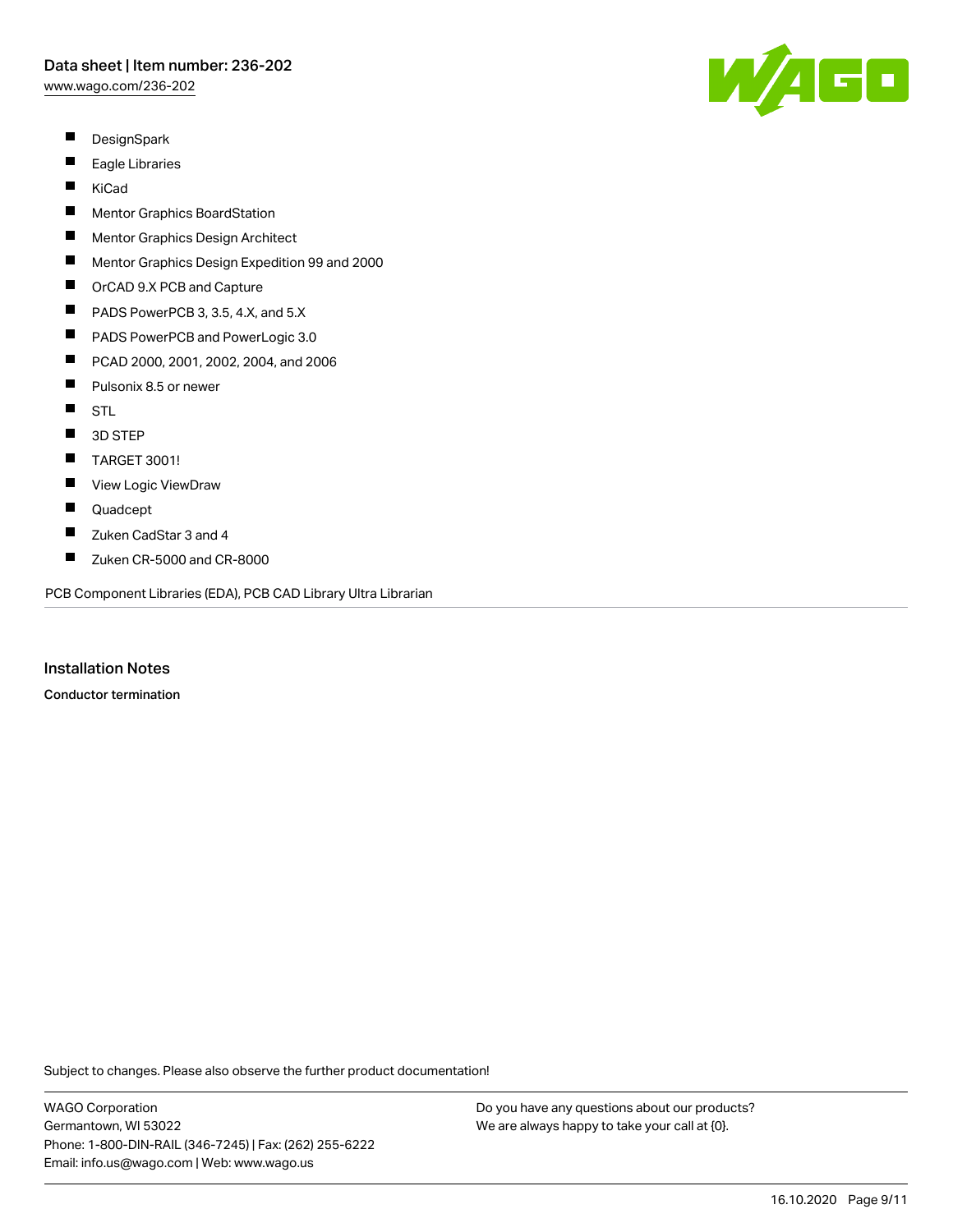- DesignSpark
- Eagle Libraries
- KiCad
- Mentor Graphics BoardStation
- Mentor Graphics Design Architect
- Mentor Graphics Design Expedition 99 and 2000
- OrCAD 9.X PCB and Capture
- PADS PowerPCB 3, 3.5, 4.X, and 5.X
- PADS PowerPCB and PowerLogic 3.0
- PCAD 2000, 2001, 2002, 2004, and 2006
- Pulsonix 8.5 or newer
- STL
- 3D STEP
- TARGET 3001!
- View Logic ViewDraw
- Quadcept
- Zuken CadStar 3 and 4
- Zuken CR-5000 and CR-8000

PCB Component Libraries (EDA), PCB CAD Library Ultra Librarian

## Installation Notes

**Conductor termination**

Subject to changes. Please also observe the further product documentation!

WAGO Corporation
Germantown, WI 53022
Phone: 1-800-DIN-RAIL (346-7245) | Fax: (262) 255-6222
Email: info.us@wago.com | Web: www.wago.us

Do you have any questions about our products?
We are always happy to take your call at {0}.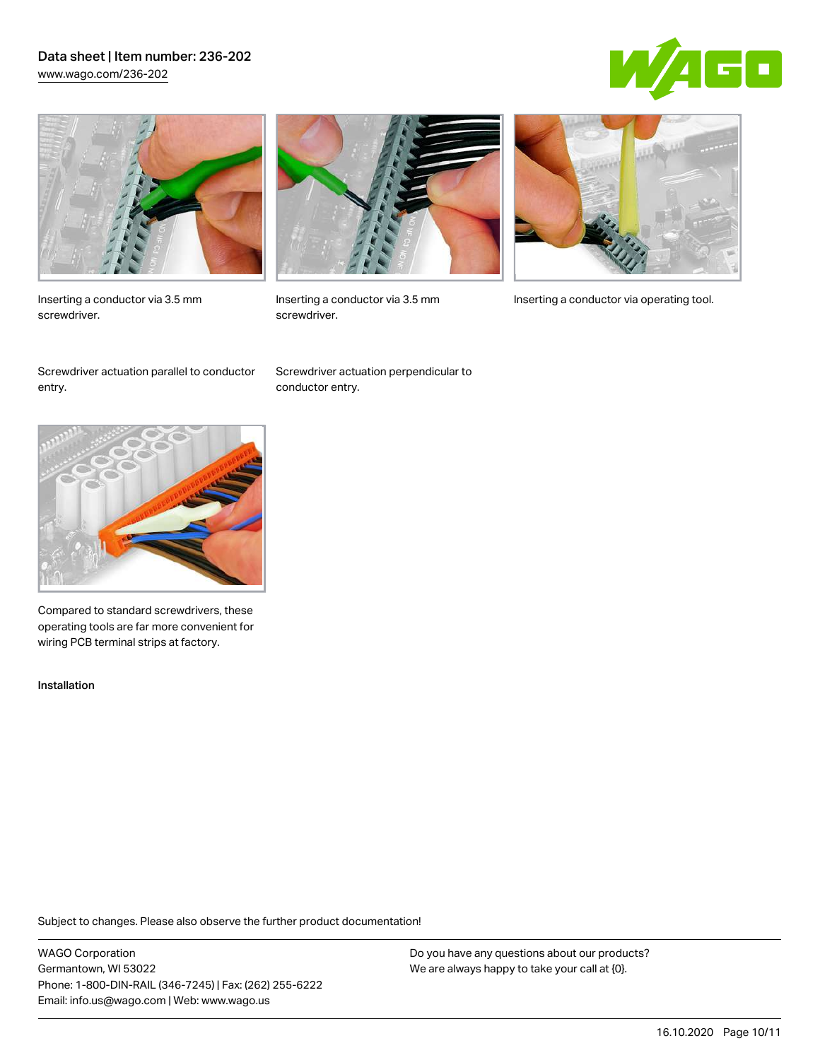Inserting a conductor via 3.5 mm screwdriver.

Inserting a conductor via 3.5 mm screwdriver.

Inserting a conductor via operating tool.

Screwdriver actuation parallel to conductor entry.

Screwdriver actuation perpendicular to conductor entry.

Compared to standard screwdrivers, these operating tools are far more convenient for wiring PCB terminal strips at factory.

Installation

Subject to changes. Please also observe the further product documentation!

WAGO Corporation
Germantown, WI 53022
Phone: 1-800-DIN-RAIL (346-7245) | Fax: (262) 255-6222
Email: info.us@wago.com | Web: www.wago.us

Do you have any questions about our products?
We are always happy to take your call at {0}.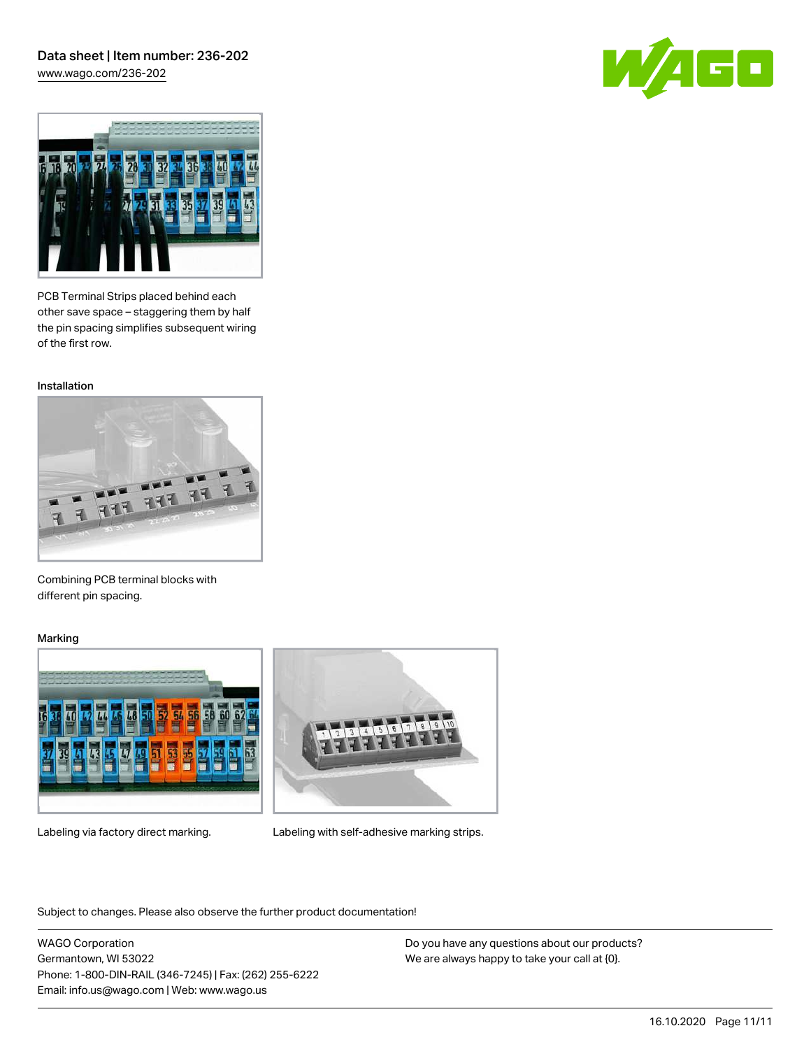PCB Terminal Strips placed behind each other save space – staggering them by half the pin spacing simplifies subsequent wiring of the first row.

### Installation

Combining PCB terminal blocks with different pin spacing.

### Marking

Labeling via factory direct marking.

Labeling with self-adhesive marking strips.

Subject to changes. Please also observe the further product documentation!

WAGO Corporation
Germantown, WI 53022
Phone: 1-800-DIN-RAIL (346-7245) | Fax: (262) 255-6222
Email: info.us@wago.com | Web: www.wago.us

Do you have any questions about our products?
We are always happy to take your call at {0}.